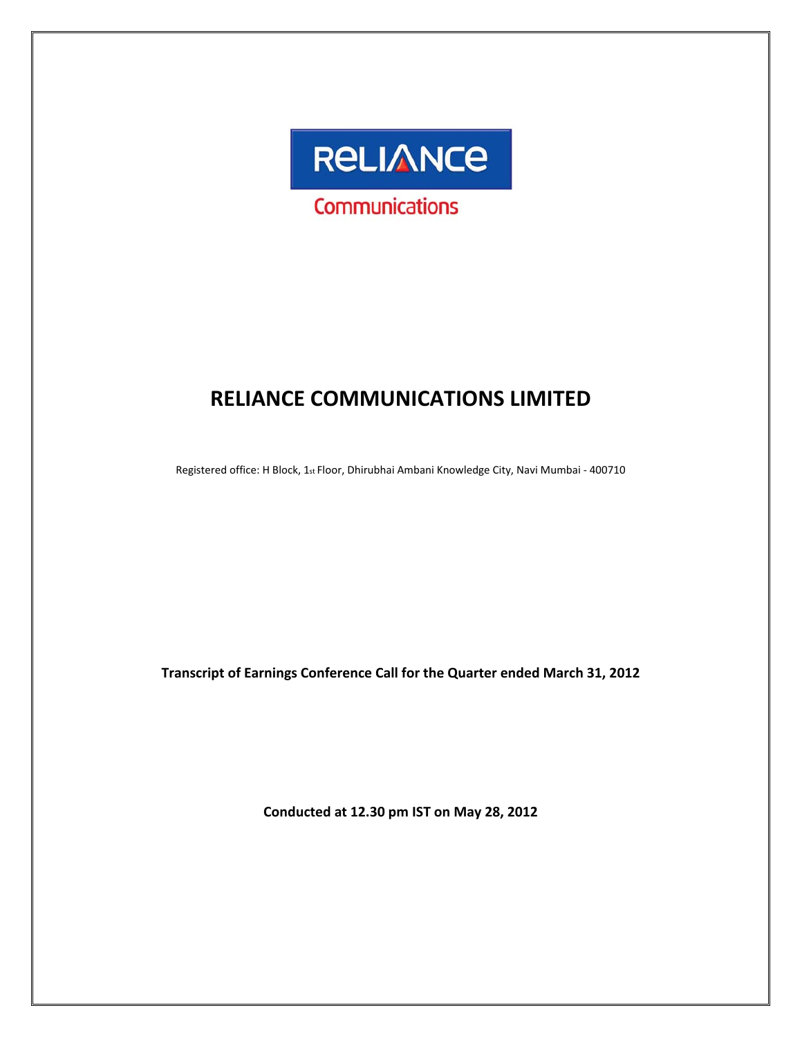# RELIANCE COMMUNICATIONS LIMITED

Registered office: H Block, 1st Floor, Dhirubhai Ambani Knowledge City, Navi Mumbai - 400710

**Transcript of Earnings Conference Call for the Quarter ended March 31, 2012**

**Conducted at 12.30 pm IST on May 28, 2012**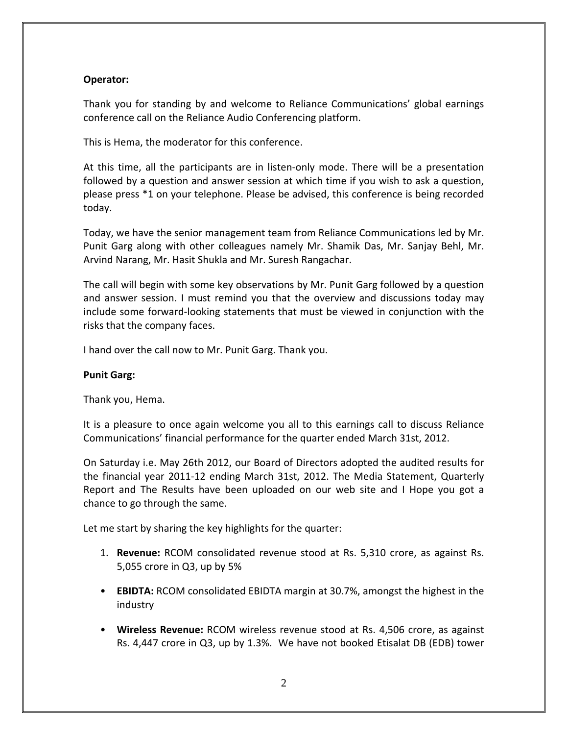**Operator:**

Thank you for standing by and welcome to Reliance Communications' global earnings conference call on the Reliance Audio Conferencing platform.

This is Hema, the moderator for this conference.

At this time, all the participants are in listen-only mode. There will be a presentation followed by a question and answer session at which time if you wish to ask a question, please press *1 on your telephone. Please be advised, this conference is being recorded today.

Today, we have the senior management team from Reliance Communications led by Mr. Punit Garg along with other colleagues namely Mr. Shamik Das, Mr. Sanjay Behl, Mr. Arvind Narang, Mr. Hasit Shukla and Mr. Suresh Rangachar.

The call will begin with some key observations by Mr. Punit Garg followed by a question and answer session. I must remind you that the overview and discussions today may include some forward-looking statements that must be viewed in conjunction with the risks that the company faces.

I hand over the call now to Mr. Punit Garg. Thank you.

**Punit Garg:**

Thank you, Hema.

It is a pleasure to once again welcome you all to this earnings call to discuss Reliance Communications' financial performance for the quarter ended March 31st, 2012.

On Saturday i.e. May 26th 2012, our Board of Directors adopted the audited results for the financial year 2011-12 ending March 31st, 2012. The Media Statement, Quarterly Report and The Results have been uploaded on our web site and I Hope you got a chance to go through the same.

Let me start by sharing the key highlights for the quarter:

1. **Revenue:** RCOM consolidated revenue stood at Rs. 5,310 crore, as against Rs. 5,055 crore in Q3, up by 5%

- **EBIDTA:** RCOM consolidated EBIDTA margin at 30.7%, amongst the highest in the industry

- **Wireless Revenue:** RCOM wireless revenue stood at Rs. 4,506 crore, as against Rs. 4,447 crore in Q3, up by 1.3%. We have not booked Etisalat DB (EDB) tower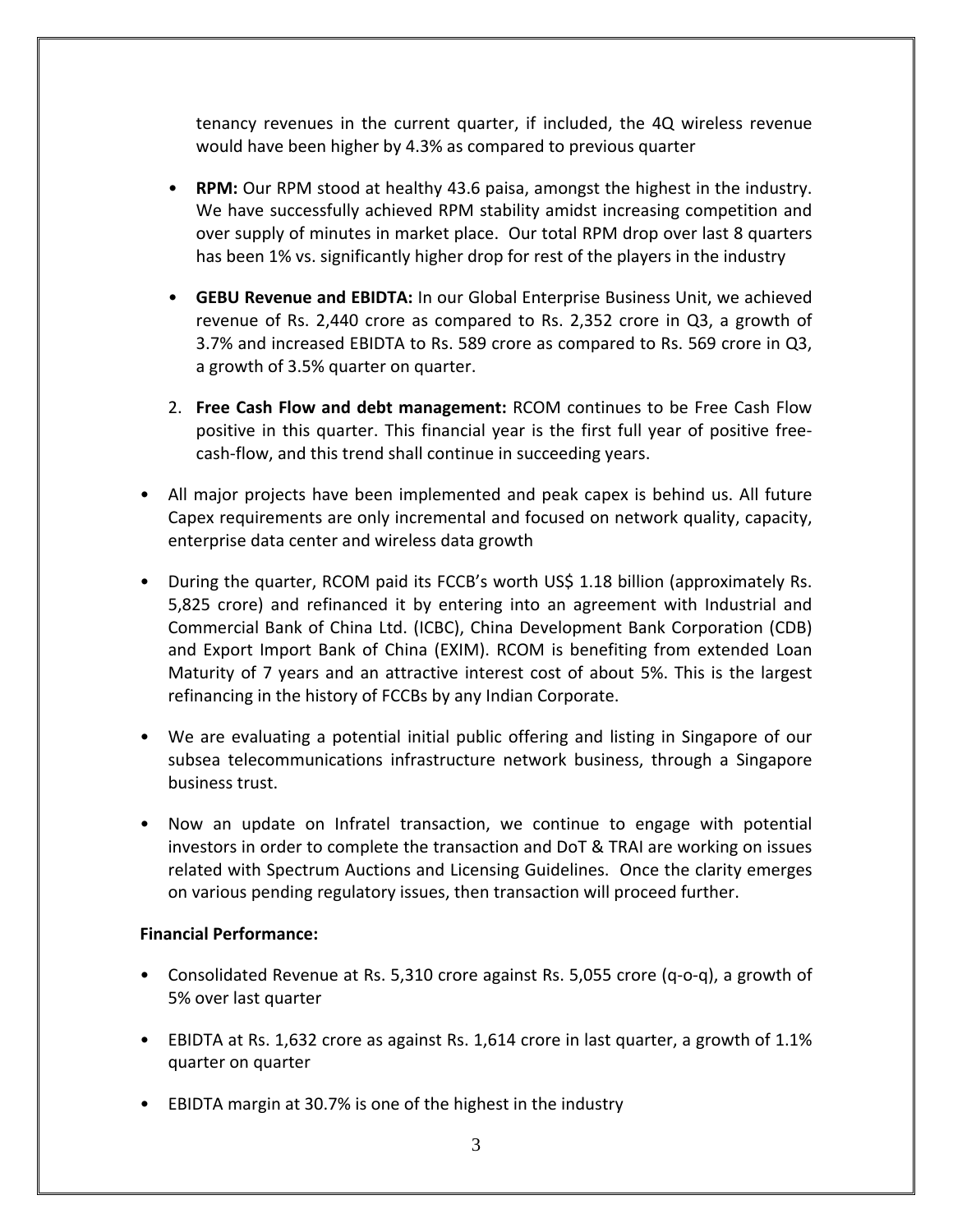tenancy revenues in the current quarter, if included, the 4Q wireless revenue would have been higher by 4.3% as compared to previous quarter

- **RPM:** Our RPM stood at healthy 43.6 paisa, amongst the highest in the industry. We have successfully achieved RPM stability amidst increasing competition and over supply of minutes in market place. Our total RPM drop over last 8 quarters has been 1% vs. significantly higher drop for rest of the players in the industry

- **GEBU Revenue and EBIDTA:** In our Global Enterprise Business Unit, we achieved revenue of Rs. 2,440 crore as compared to Rs. 2,352 crore in Q3, a growth of 3.7% and increased EBIDTA to Rs. 589 crore as compared to Rs. 569 crore in Q3, a growth of 3.5% quarter on quarter.

2. **Free Cash Flow and debt management:** RCOM continues to be Free Cash Flow positive in this quarter. This financial year is the first full year of positive free-cash-flow, and this trend shall continue in succeeding years.

- All major projects have been implemented and peak capex is behind us. All future Capex requirements are only incremental and focused on network quality, capacity, enterprise data center and wireless data growth

- During the quarter, RCOM paid its FCCB's worth US$ 1.18 billion (approximately Rs. 5,825 crore) and refinanced it by entering into an agreement with Industrial and Commercial Bank of China Ltd. (ICBC), China Development Bank Corporation (CDB) and Export Import Bank of China (EXIM). RCOM is benefiting from extended Loan Maturity of 7 years and an attractive interest cost of about 5%. This is the largest refinancing in the history of FCCBs by any Indian Corporate.

- We are evaluating a potential initial public offering and listing in Singapore of our subsea telecommunications infrastructure network business, through a Singapore business trust.

- Now an update on Infratel transaction, we continue to engage with potential investors in order to complete the transaction and DoT & TRAI are working on issues related with Spectrum Auctions and Licensing Guidelines. Once the clarity emerges on various pending regulatory issues, then transaction will proceed further.

**Financial Performance:**

- Consolidated Revenue at Rs. 5,310 crore against Rs. 5,055 crore (q-o-q), a growth of 5% over last quarter

- EBIDTA at Rs. 1,632 crore as against Rs. 1,614 crore in last quarter, a growth of 1.1% quarter on quarter

- EBIDTA margin at 30.7% is one of the highest in the industry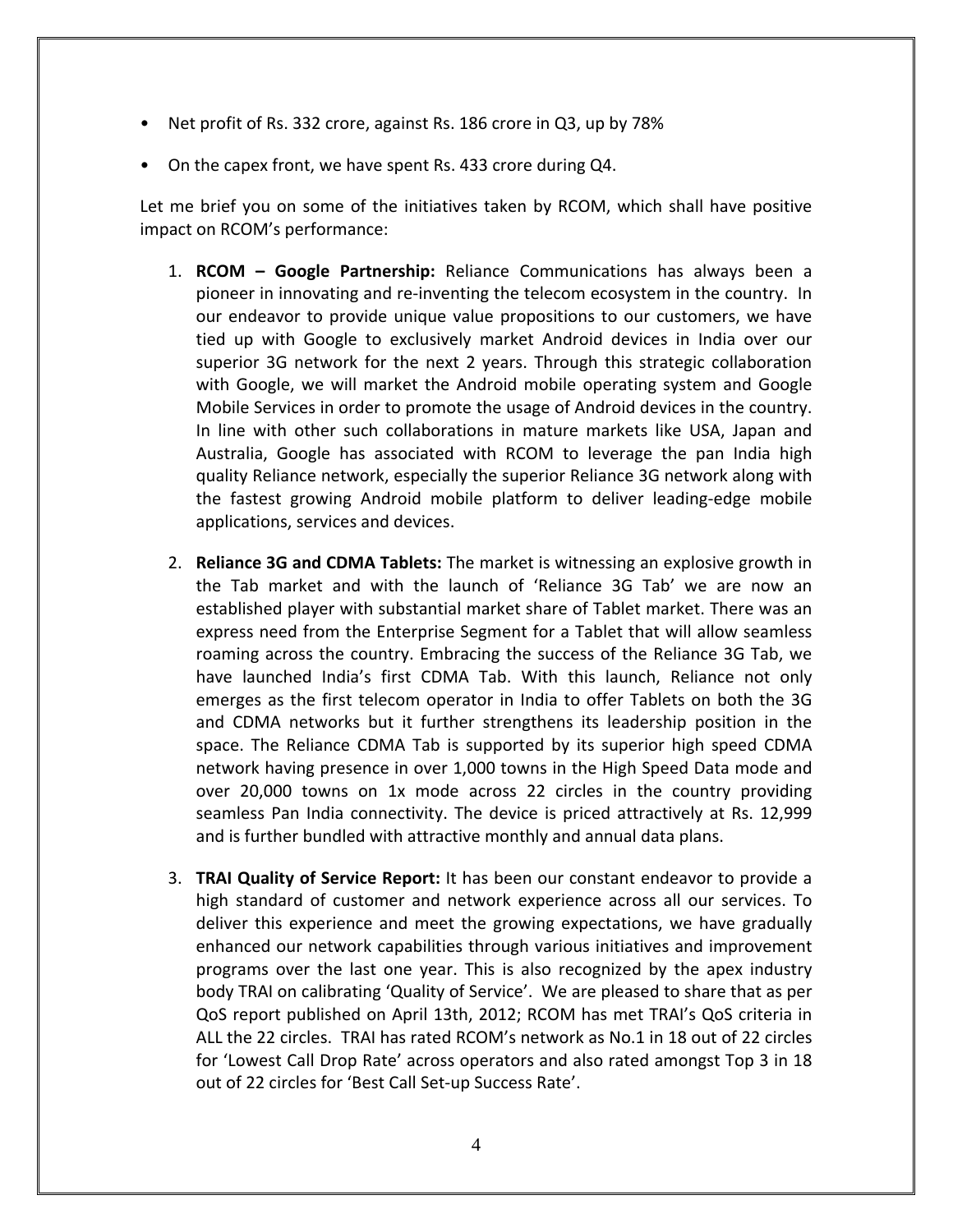- Net profit of Rs. 332 crore, against Rs. 186 crore in Q3, up by 78%
- On the capex front, we have spent Rs. 433 crore during Q4.

Let me brief you on some of the initiatives taken by RCOM, which shall have positive impact on RCOM's performance:

1. **RCOM – Google Partnership:** Reliance Communications has always been a pioneer in innovating and re-inventing the telecom ecosystem in the country. In our endeavor to provide unique value propositions to our customers, we have tied up with Google to exclusively market Android devices in India over our superior 3G network for the next 2 years. Through this strategic collaboration with Google, we will market the Android mobile operating system and Google Mobile Services in order to promote the usage of Android devices in the country. In line with other such collaborations in mature markets like USA, Japan and Australia, Google has associated with RCOM to leverage the pan India high quality Reliance network, especially the superior Reliance 3G network along with the fastest growing Android mobile platform to deliver leading-edge mobile applications, services and devices.

2. **Reliance 3G and CDMA Tablets:** The market is witnessing an explosive growth in the Tab market and with the launch of 'Reliance 3G Tab' we are now an established player with substantial market share of Tablet market. There was an express need from the Enterprise Segment for a Tablet that will allow seamless roaming across the country. Embracing the success of the Reliance 3G Tab, we have launched India's first CDMA Tab. With this launch, Reliance not only emerges as the first telecom operator in India to offer Tablets on both the 3G and CDMA networks but it further strengthens its leadership position in the space. The Reliance CDMA Tab is supported by its superior high speed CDMA network having presence in over 1,000 towns in the High Speed Data mode and over 20,000 towns on 1x mode across 22 circles in the country providing seamless Pan India connectivity. The device is priced attractively at Rs. 12,999 and is further bundled with attractive monthly and annual data plans.

3. **TRAI Quality of Service Report:** It has been our constant endeavor to provide a high standard of customer and network experience across all our services. To deliver this experience and meet the growing expectations, we have gradually enhanced our network capabilities through various initiatives and improvement programs over the last one year. This is also recognized by the apex industry body TRAI on calibrating 'Quality of Service'. We are pleased to share that as per QoS report published on April 13th, 2012; RCOM has met TRAI's QoS criteria in ALL the 22 circles. TRAI has rated RCOM's network as No.1 in 18 out of 22 circles for 'Lowest Call Drop Rate' across operators and also rated amongst Top 3 in 18 out of 22 circles for 'Best Call Set-up Success Rate'.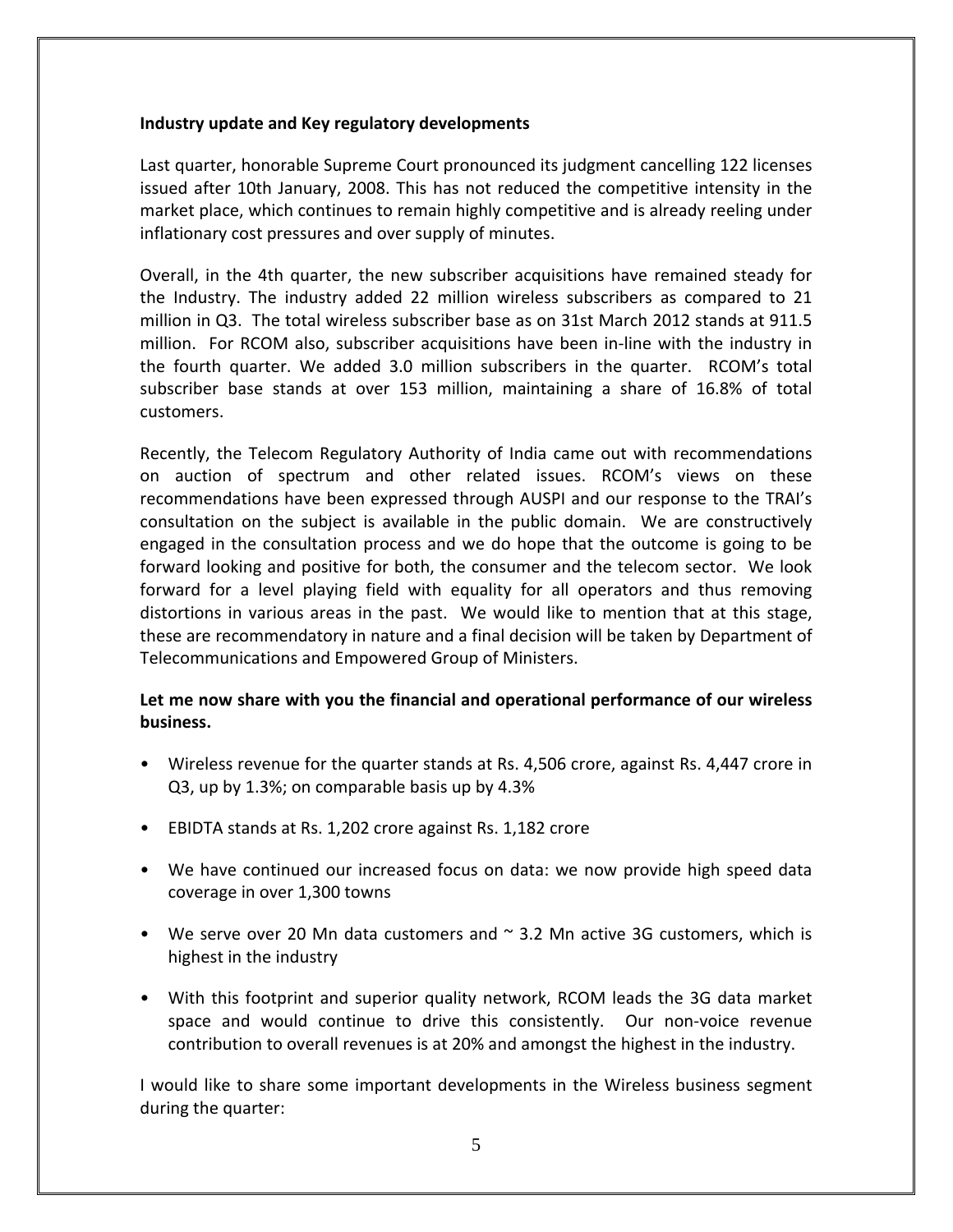**Industry update and Key regulatory developments**

Last quarter, honorable Supreme Court pronounced its judgment cancelling 122 licenses issued after 10th January, 2008. This has not reduced the competitive intensity in the market place, which continues to remain highly competitive and is already reeling under inflationary cost pressures and over supply of minutes.

Overall, in the 4th quarter, the new subscriber acquisitions have remained steady for the Industry. The industry added 22 million wireless subscribers as compared to 21 million in Q3. The total wireless subscriber base as on 31st March 2012 stands at 911.5 million. For RCOM also, subscriber acquisitions have been in-line with the industry in the fourth quarter. We added 3.0 million subscribers in the quarter. RCOM's total subscriber base stands at over 153 million, maintaining a share of 16.8% of total customers.

Recently, the Telecom Regulatory Authority of India came out with recommendations on auction of spectrum and other related issues. RCOM's views on these recommendations have been expressed through AUSPI and our response to the TRAI's consultation on the subject is available in the public domain. We are constructively engaged in the consultation process and we do hope that the outcome is going to be forward looking and positive for both, the consumer and the telecom sector. We look forward for a level playing field with equality for all operators and thus removing distortions in various areas in the past. We would like to mention that at this stage, these are recommendatory in nature and a final decision will be taken by Department of Telecommunications and Empowered Group of Ministers.

**Let me now share with you the financial and operational performance of our wireless business.**

- Wireless revenue for the quarter stands at Rs. 4,506 crore, against Rs. 4,447 crore in Q3, up by 1.3%; on comparable basis up by 4.3%
- EBIDTA stands at Rs. 1,202 crore against Rs. 1,182 crore
- We have continued our increased focus on data: we now provide high speed data coverage in over 1,300 towns
- We serve over 20 Mn data customers and ~ 3.2 Mn active 3G customers, which is highest in the industry
- With this footprint and superior quality network, RCOM leads the 3G data market space and would continue to drive this consistently. Our non-voice revenue contribution to overall revenues is at 20% and amongst the highest in the industry.

I would like to share some important developments in the Wireless business segment during the quarter: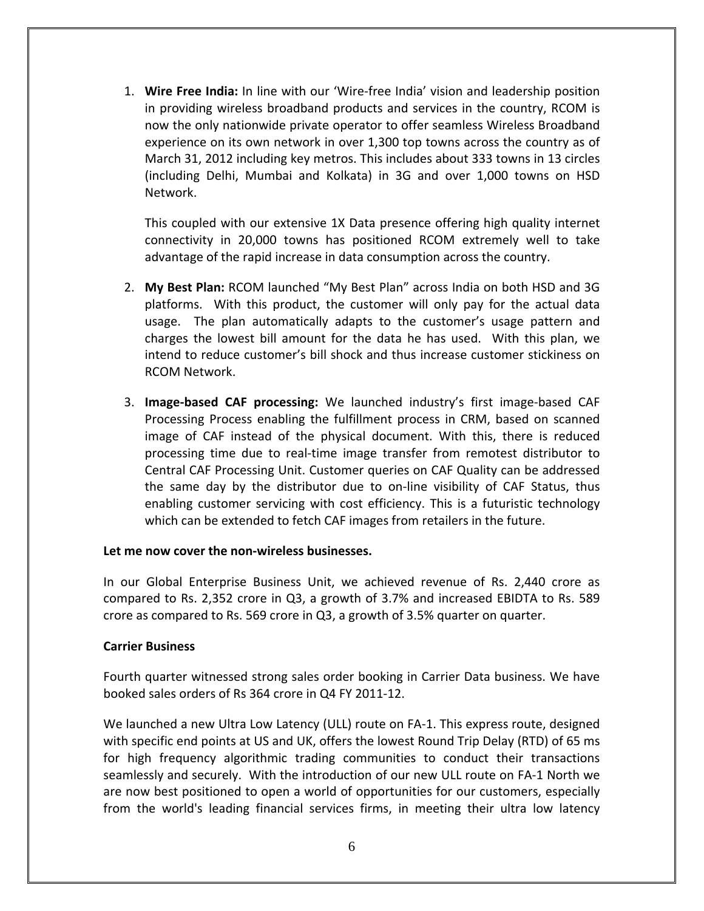1. **Wire Free India:** In line with our 'Wire-free India' vision and leadership position in providing wireless broadband products and services in the country, RCOM is now the only nationwide private operator to offer seamless Wireless Broadband experience on its own network in over 1,300 top towns across the country as of March 31, 2012 including key metros. This includes about 333 towns in 13 circles (including Delhi, Mumbai and Kolkata) in 3G and over 1,000 towns on HSD Network.

   This coupled with our extensive 1X Data presence offering high quality internet connectivity in 20,000 towns has positioned RCOM extremely well to take advantage of the rapid increase in data consumption across the country.

2. **My Best Plan:** RCOM launched "My Best Plan" across India on both HSD and 3G platforms. With this product, the customer will only pay for the actual data usage. The plan automatically adapts to the customer's usage pattern and charges the lowest bill amount for the data he has used. With this plan, we intend to reduce customer's bill shock and thus increase customer stickiness on RCOM Network.

3. **Image-based CAF processing:** We launched industry's first image-based CAF Processing Process enabling the fulfillment process in CRM, based on scanned image of CAF instead of the physical document. With this, there is reduced processing time due to real-time image transfer from remotest distributor to Central CAF Processing Unit. Customer queries on CAF Quality can be addressed the same day by the distributor due to on-line visibility of CAF Status, thus enabling customer servicing with cost efficiency. This is a futuristic technology which can be extended to fetch CAF images from retailers in the future.

**Let me now cover the non-wireless businesses.**

In our Global Enterprise Business Unit, we achieved revenue of Rs. 2,440 crore as compared to Rs. 2,352 crore in Q3, a growth of 3.7% and increased EBIDTA to Rs. 589 crore as compared to Rs. 569 crore in Q3, a growth of 3.5% quarter on quarter.

**Carrier Business**

Fourth quarter witnessed strong sales order booking in Carrier Data business. We have booked sales orders of Rs 364 crore in Q4 FY 2011-12.

We launched a new Ultra Low Latency (ULL) route on FA-1. This express route, designed with specific end points at US and UK, offers the lowest Round Trip Delay (RTD) of 65 ms for high frequency algorithmic trading communities to conduct their transactions seamlessly and securely. With the introduction of our new ULL route on FA-1 North we are now best positioned to open a world of opportunities for our customers, especially from the world's leading financial services firms, in meeting their ultra low latency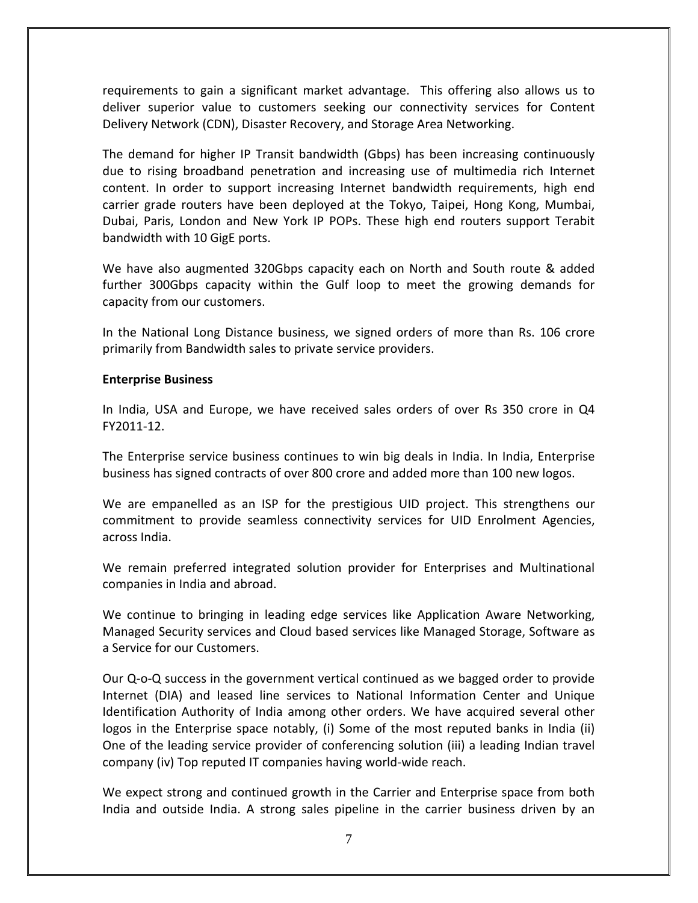requirements to gain a significant market advantage. This offering also allows us to deliver superior value to customers seeking our connectivity services for Content Delivery Network (CDN), Disaster Recovery, and Storage Area Networking.

The demand for higher IP Transit bandwidth (Gbps) has been increasing continuously due to rising broadband penetration and increasing use of multimedia rich Internet content. In order to support increasing Internet bandwidth requirements, high end carrier grade routers have been deployed at the Tokyo, Taipei, Hong Kong, Mumbai, Dubai, Paris, London and New York IP POPs. These high end routers support Terabit bandwidth with 10 GigE ports.

We have also augmented 320Gbps capacity each on North and South route & added further 300Gbps capacity within the Gulf loop to meet the growing demands for capacity from our customers.

In the National Long Distance business, we signed orders of more than Rs. 106 crore primarily from Bandwidth sales to private service providers.

**Enterprise Business**

In India, USA and Europe, we have received sales orders of over Rs 350 crore in Q4 FY2011-12.

The Enterprise service business continues to win big deals in India. In India, Enterprise business has signed contracts of over 800 crore and added more than 100 new logos.

We are empanelled as an ISP for the prestigious UID project. This strengthens our commitment to provide seamless connectivity services for UID Enrolment Agencies, across India.

We remain preferred integrated solution provider for Enterprises and Multinational companies in India and abroad.

We continue to bringing in leading edge services like Application Aware Networking, Managed Security services and Cloud based services like Managed Storage, Software as a Service for our Customers.

Our Q-o-Q success in the government vertical continued as we bagged order to provide Internet (DIA) and leased line services to National Information Center and Unique Identification Authority of India among other orders. We have acquired several other logos in the Enterprise space notably, (i) Some of the most reputed banks in India (ii) One of the leading service provider of conferencing solution (iii) a leading Indian travel company (iv) Top reputed IT companies having world-wide reach.

We expect strong and continued growth in the Carrier and Enterprise space from both India and outside India. A strong sales pipeline in the carrier business driven by an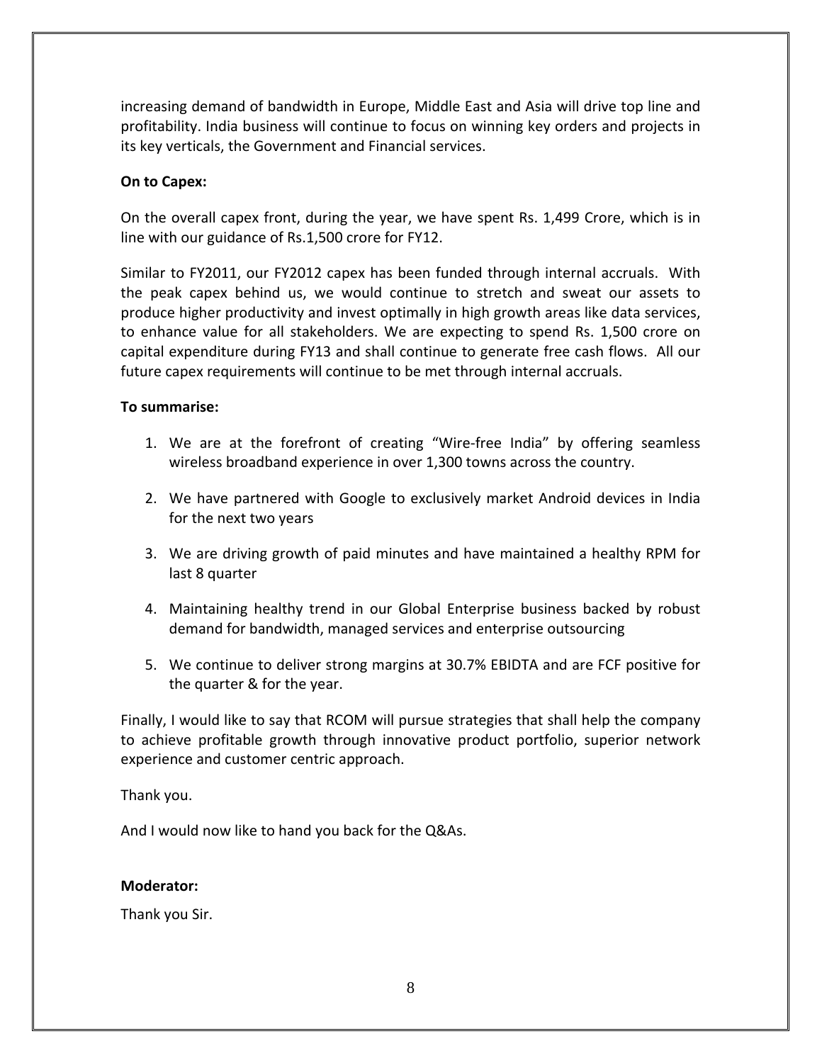increasing demand of bandwidth in Europe, Middle East and Asia will drive top line and profitability. India business will continue to focus on winning key orders and projects in its key verticals, the Government and Financial services.

**On to Capex:**

On the overall capex front, during the year, we have spent Rs. 1,499 Crore, which is in line with our guidance of Rs.1,500 crore for FY12.

Similar to FY2011, our FY2012 capex has been funded through internal accruals. With the peak capex behind us, we would continue to stretch and sweat our assets to produce higher productivity and invest optimally in high growth areas like data services, to enhance value for all stakeholders. We are expecting to spend Rs. 1,500 crore on capital expenditure during FY13 and shall continue to generate free cash flows. All our future capex requirements will continue to be met through internal accruals.

**To summarise:**

1. We are at the forefront of creating "Wire-free India" by offering seamless wireless broadband experience in over 1,300 towns across the country.

2. We have partnered with Google to exclusively market Android devices in India for the next two years

3. We are driving growth of paid minutes and have maintained a healthy RPM for last 8 quarter

4. Maintaining healthy trend in our Global Enterprise business backed by robust demand for bandwidth, managed services and enterprise outsourcing

5. We continue to deliver strong margins at 30.7% EBIDTA and are FCF positive for the quarter & for the year.

Finally, I would like to say that RCOM will pursue strategies that shall help the company to achieve profitable growth through innovative product portfolio, superior network experience and customer centric approach.

Thank you.

And I would now like to hand you back for the Q&As.

**Moderator:**

Thank you Sir.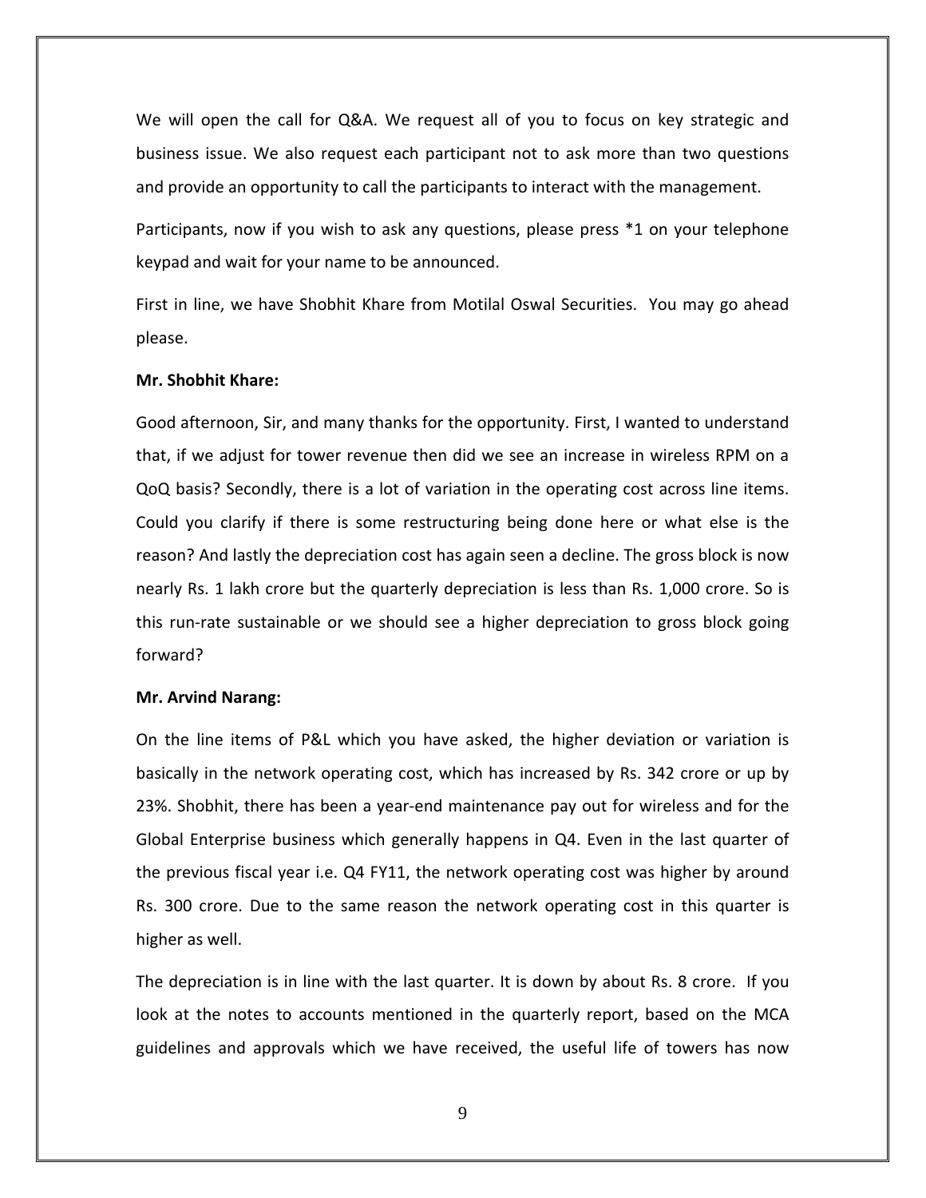We will open the call for Q&A. We request all of you to focus on key strategic and business issue. We also request each participant not to ask more than two questions and provide an opportunity to call the participants to interact with the management.

Participants, now if you wish to ask any questions, please press *1 on your telephone keypad and wait for your name to be announced.

First in line, we have Shobhit Khare from Motilal Oswal Securities. You may go ahead please.

**Mr. Shobhit Khare:**

Good afternoon, Sir, and many thanks for the opportunity. First, I wanted to understand that, if we adjust for tower revenue then did we see an increase in wireless RPM on a QoQ basis? Secondly, there is a lot of variation in the operating cost across line items. Could you clarify if there is some restructuring being done here or what else is the reason? And lastly the depreciation cost has again seen a decline. The gross block is now nearly Rs. 1 lakh crore but the quarterly depreciation is less than Rs. 1,000 crore. So is this run-rate sustainable or we should see a higher depreciation to gross block going forward?

**Mr. Arvind Narang:**

On the line items of P&L which you have asked, the higher deviation or variation is basically in the network operating cost, which has increased by Rs. 342 crore or up by 23%. Shobhit, there has been a year-end maintenance pay out for wireless and for the Global Enterprise business which generally happens in Q4. Even in the last quarter of the previous fiscal year i.e. Q4 FY11, the network operating cost was higher by around Rs. 300 crore. Due to the same reason the network operating cost in this quarter is higher as well.

The depreciation is in line with the last quarter. It is down by about Rs. 8 crore. If you look at the notes to accounts mentioned in the quarterly report, based on the MCA guidelines and approvals which we have received, the useful life of towers has now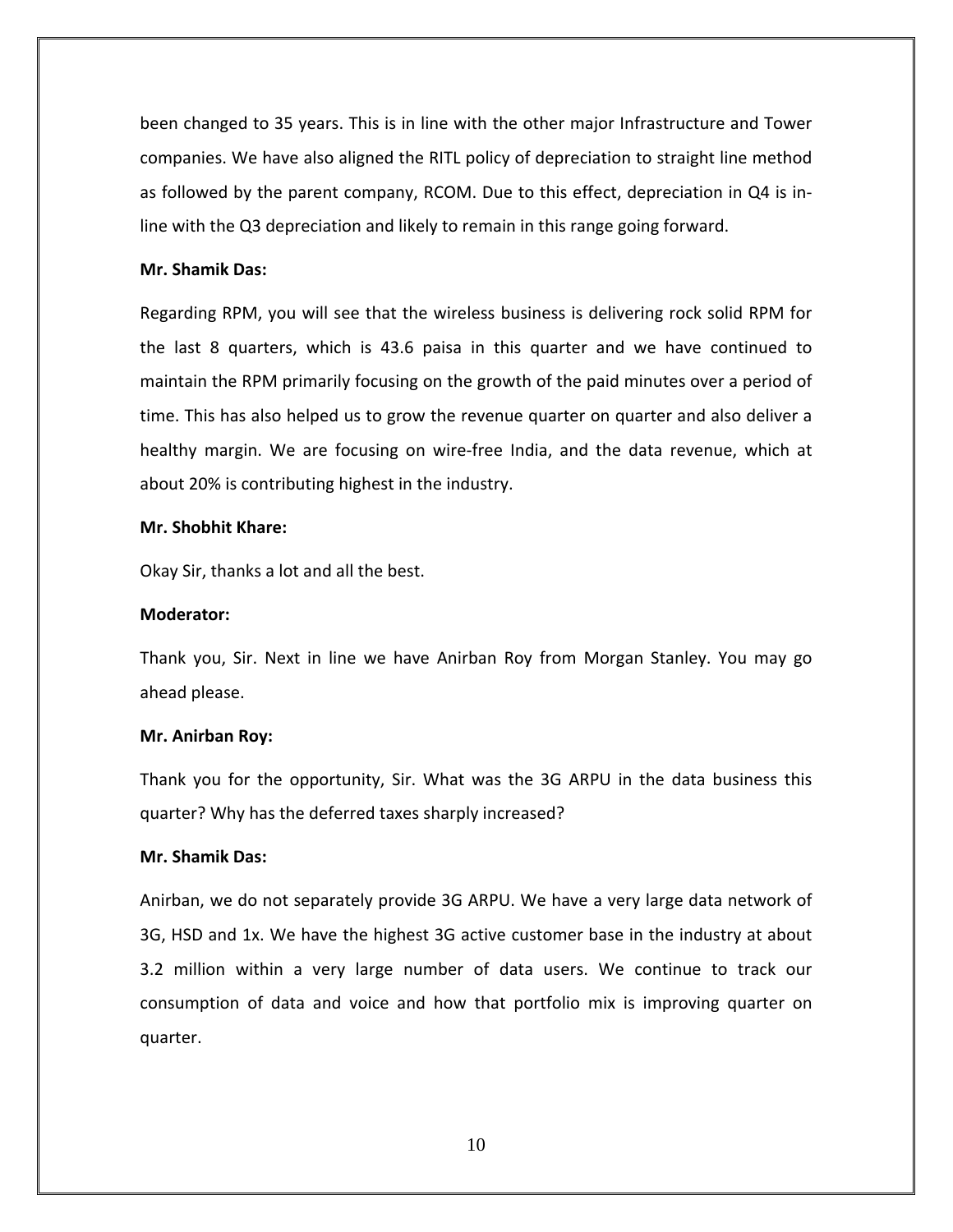been changed to 35 years. This is in line with the other major Infrastructure and Tower companies. We have also aligned the RITL policy of depreciation to straight line method as followed by the parent company, RCOM. Due to this effect, depreciation in Q4 is in-line with the Q3 depreciation and likely to remain in this range going forward.

**Mr. Shamik Das:**

Regarding RPM, you will see that the wireless business is delivering rock solid RPM for the last 8 quarters, which is 43.6 paisa in this quarter and we have continued to maintain the RPM primarily focusing on the growth of the paid minutes over a period of time. This has also helped us to grow the revenue quarter on quarter and also deliver a healthy margin. We are focusing on wire-free India, and the data revenue, which at about 20% is contributing highest in the industry.

**Mr. Shobhit Khare:**

Okay Sir, thanks a lot and all the best.

**Moderator:**

Thank you, Sir. Next in line we have Anirban Roy from Morgan Stanley. You may go ahead please.

**Mr. Anirban Roy:**

Thank you for the opportunity, Sir. What was the 3G ARPU in the data business this quarter? Why has the deferred taxes sharply increased?

**Mr. Shamik Das:**

Anirban, we do not separately provide 3G ARPU. We have a very large data network of 3G, HSD and 1x. We have the highest 3G active customer base in the industry at about 3.2 million within a very large number of data users. We continue to track our consumption of data and voice and how that portfolio mix is improving quarter on quarter.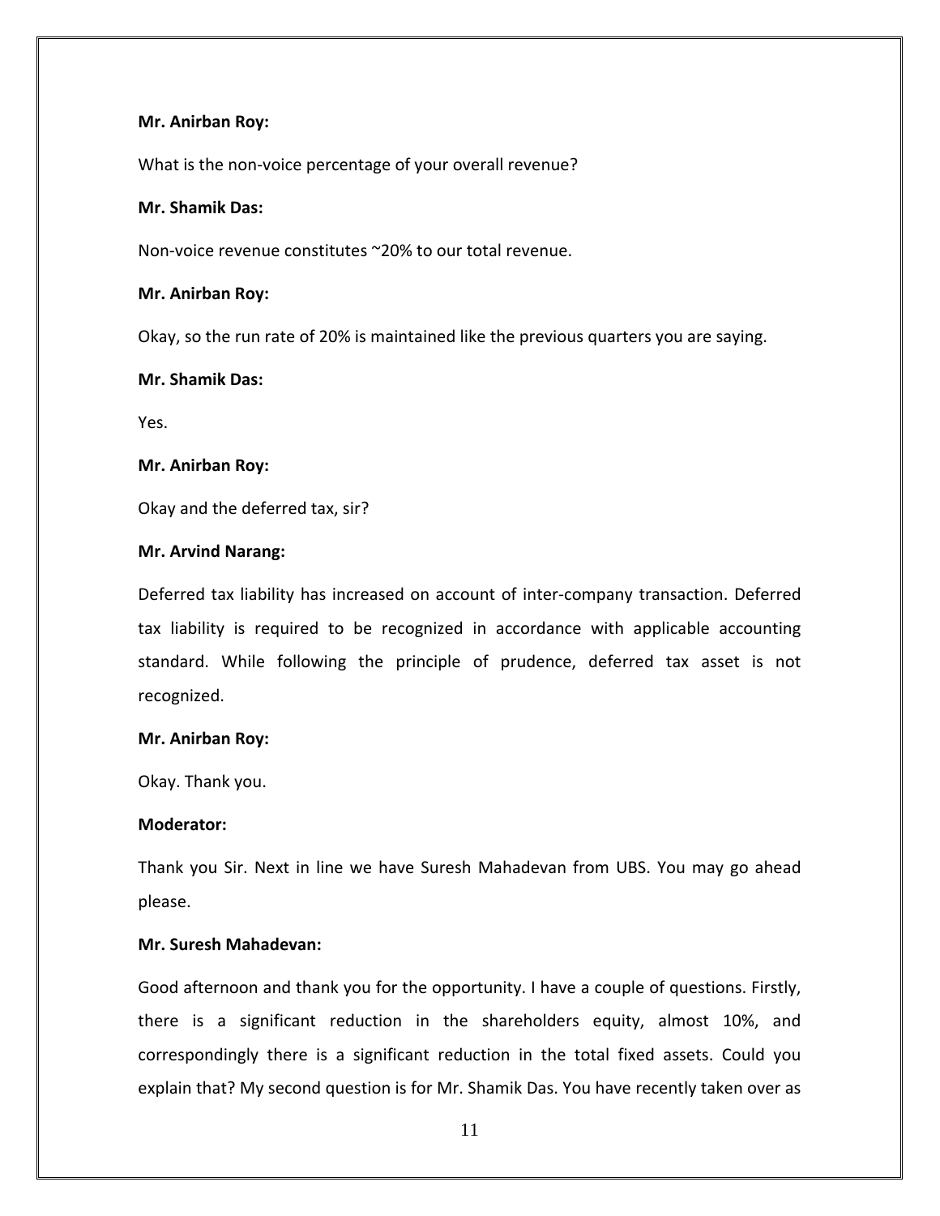**Mr. Anirban Roy:**

What is the non-voice percentage of your overall revenue?

**Mr. Shamik Das:**

Non-voice revenue constitutes ~20% to our total revenue.

**Mr. Anirban Roy:**

Okay, so the run rate of 20% is maintained like the previous quarters you are saying.

**Mr. Shamik Das:**

Yes.

**Mr. Anirban Roy:**

Okay and the deferred tax, sir?

**Mr. Arvind Narang:**

Deferred tax liability has increased on account of inter-company transaction. Deferred tax liability is required to be recognized in accordance with applicable accounting standard. While following the principle of prudence, deferred tax asset is not recognized.

**Mr. Anirban Roy:**

Okay. Thank you.

**Moderator:**

Thank you Sir. Next in line we have Suresh Mahadevan from UBS. You may go ahead please.

**Mr. Suresh Mahadevan:**

Good afternoon and thank you for the opportunity. I have a couple of questions. Firstly, there is a significant reduction in the shareholders equity, almost 10%, and correspondingly there is a significant reduction in the total fixed assets. Could you explain that? My second question is for Mr. Shamik Das. You have recently taken over as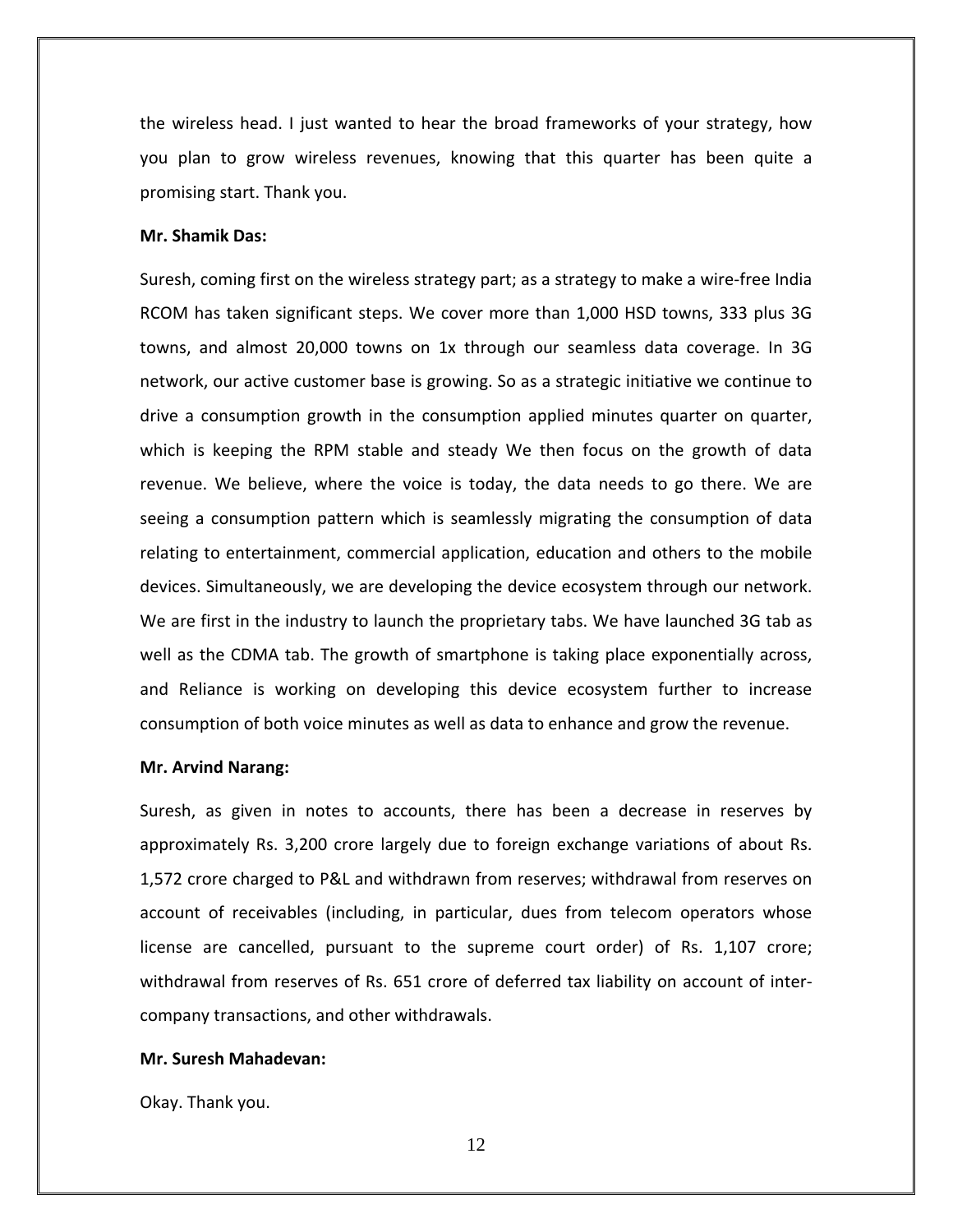the wireless head. I just wanted to hear the broad frameworks of your strategy, how you plan to grow wireless revenues, knowing that this quarter has been quite a promising start. Thank you.

**Mr. Shamik Das:**

Suresh, coming first on the wireless strategy part; as a strategy to make a wire-free India RCOM has taken significant steps. We cover more than 1,000 HSD towns, 333 plus 3G towns, and almost 20,000 towns on 1x through our seamless data coverage. In 3G network, our active customer base is growing. So as a strategic initiative we continue to drive a consumption growth in the consumption applied minutes quarter on quarter, which is keeping the RPM stable and steady We then focus on the growth of data revenue. We believe, where the voice is today, the data needs to go there. We are seeing a consumption pattern which is seamlessly migrating the consumption of data relating to entertainment, commercial application, education and others to the mobile devices. Simultaneously, we are developing the device ecosystem through our network. We are first in the industry to launch the proprietary tabs. We have launched 3G tab as well as the CDMA tab. The growth of smartphone is taking place exponentially across, and Reliance is working on developing this device ecosystem further to increase consumption of both voice minutes as well as data to enhance and grow the revenue.

**Mr. Arvind Narang:**

Suresh, as given in notes to accounts, there has been a decrease in reserves by approximately Rs. 3,200 crore largely due to foreign exchange variations of about Rs. 1,572 crore charged to P&L and withdrawn from reserves; withdrawal from reserves on account of receivables (including, in particular, dues from telecom operators whose license are cancelled, pursuant to the supreme court order) of Rs. 1,107 crore; withdrawal from reserves of Rs. 651 crore of deferred tax liability on account of inter-company transactions, and other withdrawals.

**Mr. Suresh Mahadevan:**

Okay. Thank you.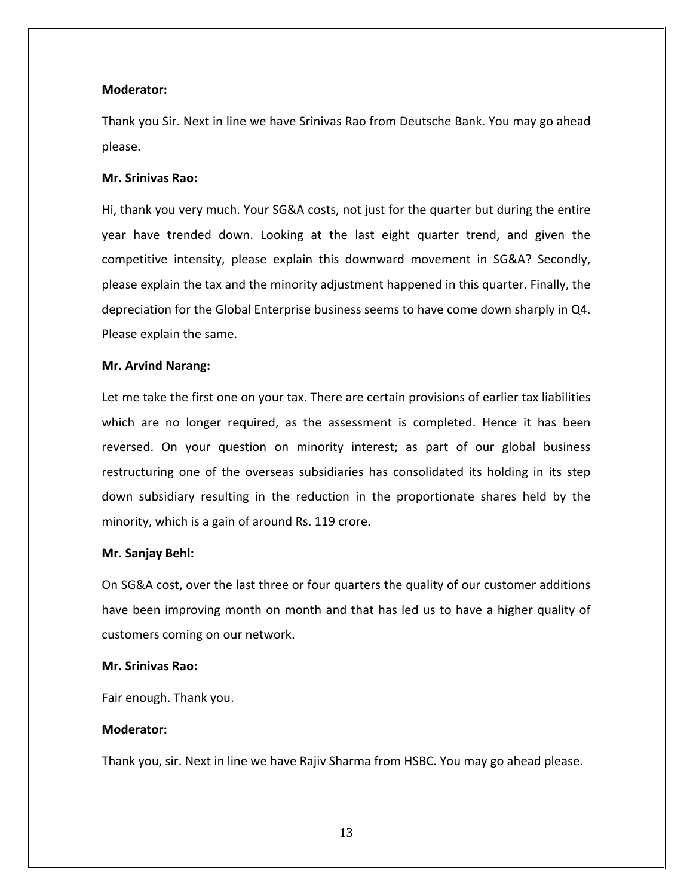**Moderator:**

Thank you Sir. Next in line we have Srinivas Rao from Deutsche Bank. You may go ahead please.

**Mr. Srinivas Rao:**

Hi, thank you very much. Your SG&A costs, not just for the quarter but during the entire year have trended down. Looking at the last eight quarter trend, and given the competitive intensity, please explain this downward movement in SG&A? Secondly, please explain the tax and the minority adjustment happened in this quarter. Finally, the depreciation for the Global Enterprise business seems to have come down sharply in Q4. Please explain the same.

**Mr. Arvind Narang:**

Let me take the first one on your tax. There are certain provisions of earlier tax liabilities which are no longer required, as the assessment is completed. Hence it has been reversed. On your question on minority interest; as part of our global business restructuring one of the overseas subsidiaries has consolidated its holding in its step down subsidiary resulting in the reduction in the proportionate shares held by the minority, which is a gain of around Rs. 119 crore.

**Mr. Sanjay Behl:**

On SG&A cost, over the last three or four quarters the quality of our customer additions have been improving month on month and that has led us to have a higher quality of customers coming on our network.

**Mr. Srinivas Rao:**

Fair enough. Thank you.

**Moderator:**

Thank you, sir. Next in line we have Rajiv Sharma from HSBC. You may go ahead please.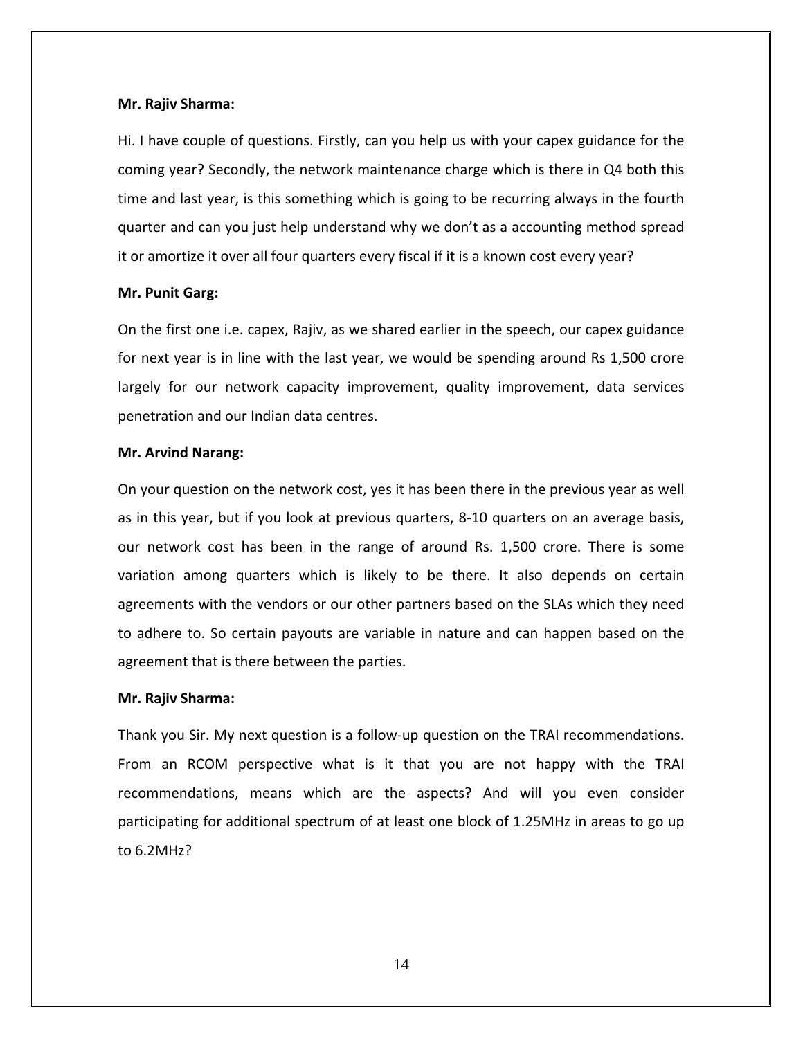**Mr. Rajiv Sharma:**

Hi. I have couple of questions. Firstly, can you help us with your capex guidance for the coming year? Secondly, the network maintenance charge which is there in Q4 both this time and last year, is this something which is going to be recurring always in the fourth quarter and can you just help understand why we don't as a accounting method spread it or amortize it over all four quarters every fiscal if it is a known cost every year?

**Mr. Punit Garg:**

On the first one i.e. capex, Rajiv, as we shared earlier in the speech, our capex guidance for next year is in line with the last year, we would be spending around Rs 1,500 crore largely for our network capacity improvement, quality improvement, data services penetration and our Indian data centres.

**Mr. Arvind Narang:**

On your question on the network cost, yes it has been there in the previous year as well as in this year, but if you look at previous quarters, 8-10 quarters on an average basis, our network cost has been in the range of around Rs. 1,500 crore. There is some variation among quarters which is likely to be there. It also depends on certain agreements with the vendors or our other partners based on the SLAs which they need to adhere to. So certain payouts are variable in nature and can happen based on the agreement that is there between the parties.

**Mr. Rajiv Sharma:**

Thank you Sir. My next question is a follow-up question on the TRAI recommendations. From an RCOM perspective what is it that you are not happy with the TRAI recommendations, means which are the aspects? And will you even consider participating for additional spectrum of at least one block of 1.25MHz in areas to go up to 6.2MHz?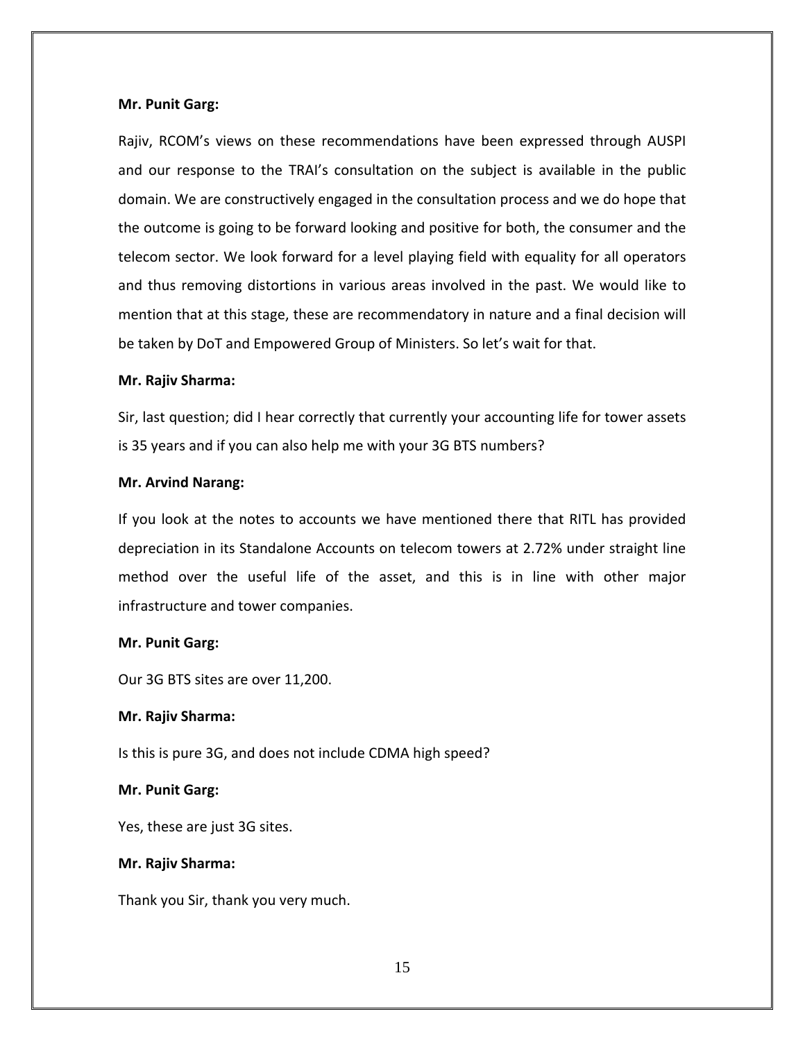**Mr. Punit Garg:**

Rajiv, RCOM's views on these recommendations have been expressed through AUSPI and our response to the TRAI's consultation on the subject is available in the public domain. We are constructively engaged in the consultation process and we do hope that the outcome is going to be forward looking and positive for both, the consumer and the telecom sector. We look forward for a level playing field with equality for all operators and thus removing distortions in various areas involved in the past. We would like to mention that at this stage, these are recommendatory in nature and a final decision will be taken by DoT and Empowered Group of Ministers. So let's wait for that.

**Mr. Rajiv Sharma:**

Sir, last question; did I hear correctly that currently your accounting life for tower assets is 35 years and if you can also help me with your 3G BTS numbers?

**Mr. Arvind Narang:**

If you look at the notes to accounts we have mentioned there that RITL has provided depreciation in its Standalone Accounts on telecom towers at 2.72% under straight line method over the useful life of the asset, and this is in line with other major infrastructure and tower companies.

**Mr. Punit Garg:**

Our 3G BTS sites are over 11,200.

**Mr. Rajiv Sharma:**

Is this is pure 3G, and does not include CDMA high speed?

**Mr. Punit Garg:**

Yes, these are just 3G sites.

**Mr. Rajiv Sharma:**

Thank you Sir, thank you very much.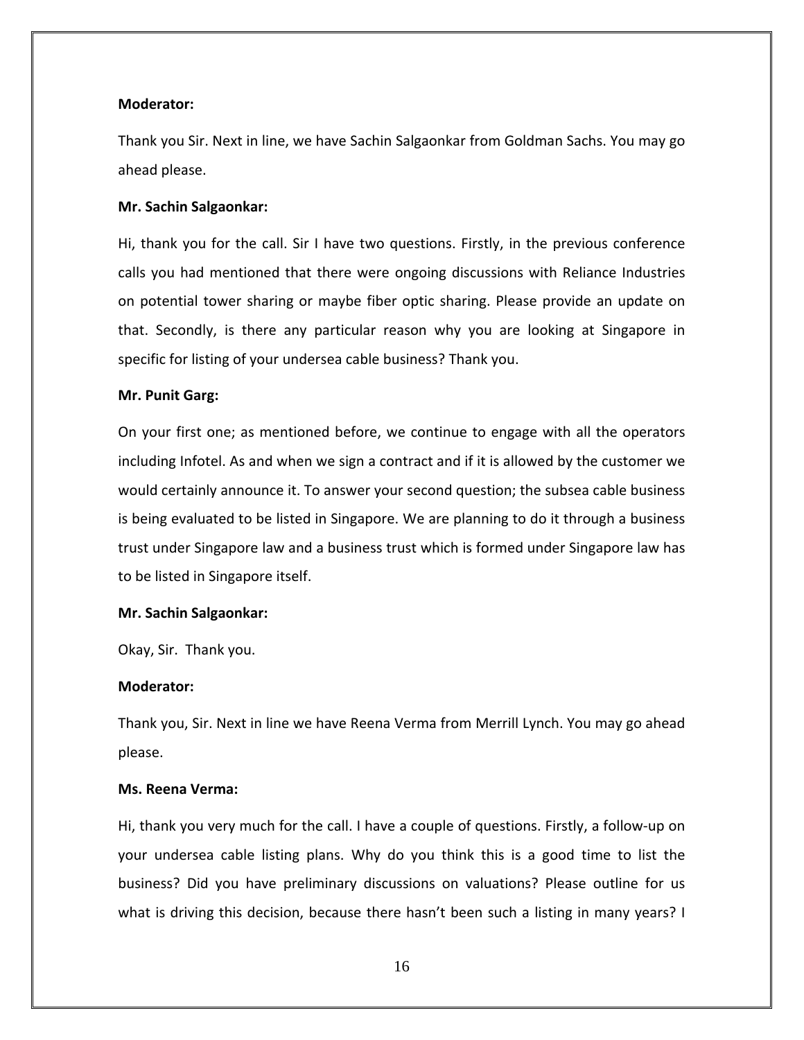**Moderator:**

Thank you Sir. Next in line, we have Sachin Salgaonkar from Goldman Sachs. You may go ahead please.

**Mr. Sachin Salgaonkar:**

Hi, thank you for the call. Sir I have two questions. Firstly, in the previous conference calls you had mentioned that there were ongoing discussions with Reliance Industries on potential tower sharing or maybe fiber optic sharing. Please provide an update on that. Secondly, is there any particular reason why you are looking at Singapore in specific for listing of your undersea cable business? Thank you.

**Mr. Punit Garg:**

On your first one; as mentioned before, we continue to engage with all the operators including Infotel. As and when we sign a contract and if it is allowed by the customer we would certainly announce it. To answer your second question; the subsea cable business is being evaluated to be listed in Singapore. We are planning to do it through a business trust under Singapore law and a business trust which is formed under Singapore law has to be listed in Singapore itself.

**Mr. Sachin Salgaonkar:**

Okay, Sir. Thank you.

**Moderator:**

Thank you, Sir. Next in line we have Reena Verma from Merrill Lynch. You may go ahead please.

**Ms. Reena Verma:**

Hi, thank you very much for the call. I have a couple of questions. Firstly, a follow-up on your undersea cable listing plans. Why do you think this is a good time to list the business? Did you have preliminary discussions on valuations? Please outline for us what is driving this decision, because there hasn't been such a listing in many years? I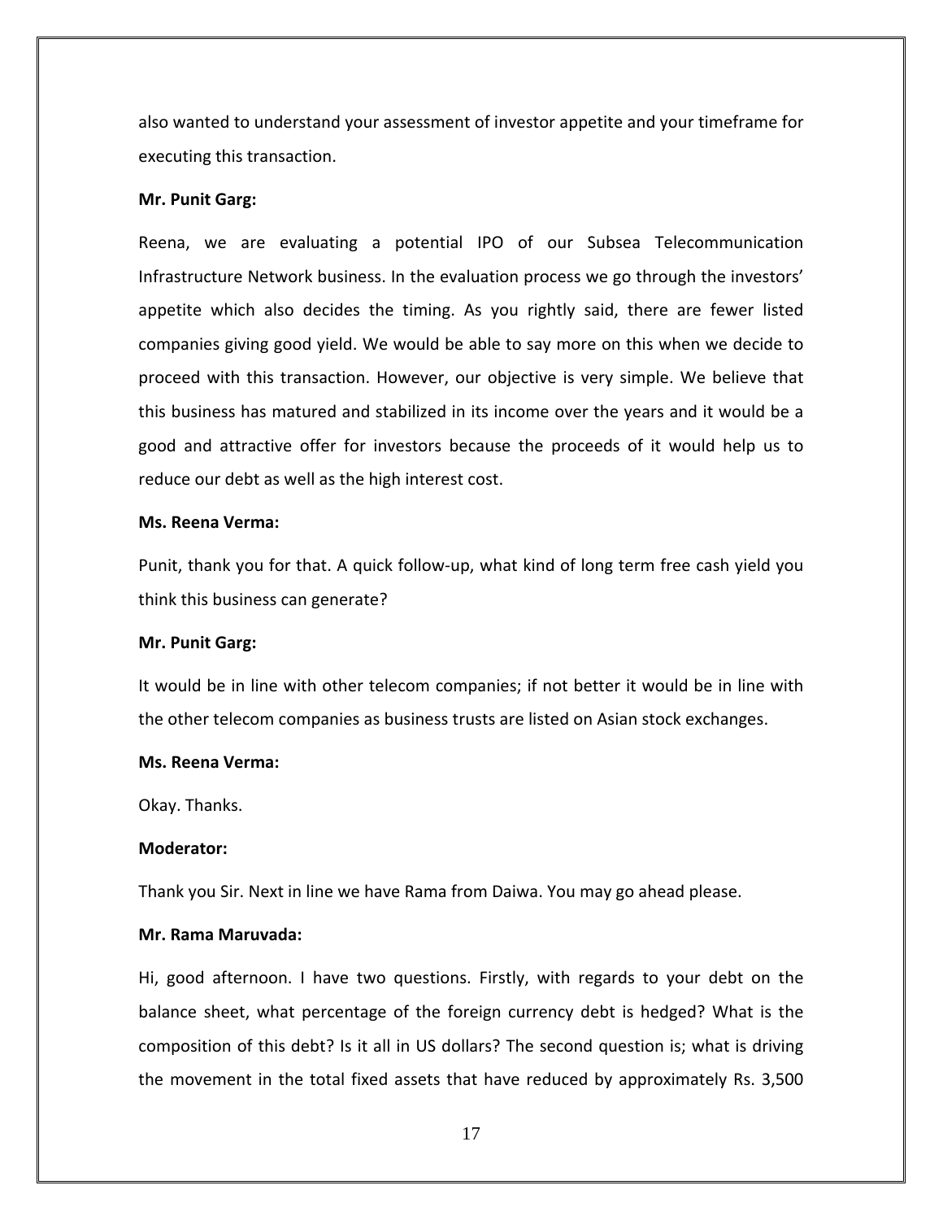also wanted to understand your assessment of investor appetite and your timeframe for executing this transaction.

**Mr. Punit Garg:**

Reena, we are evaluating a potential IPO of our Subsea Telecommunication Infrastructure Network business. In the evaluation process we go through the investors' appetite which also decides the timing. As you rightly said, there are fewer listed companies giving good yield. We would be able to say more on this when we decide to proceed with this transaction. However, our objective is very simple. We believe that this business has matured and stabilized in its income over the years and it would be a good and attractive offer for investors because the proceeds of it would help us to reduce our debt as well as the high interest cost.

**Ms. Reena Verma:**

Punit, thank you for that. A quick follow-up, what kind of long term free cash yield you think this business can generate?

**Mr. Punit Garg:**

It would be in line with other telecom companies; if not better it would be in line with the other telecom companies as business trusts are listed on Asian stock exchanges.

**Ms. Reena Verma:**

Okay. Thanks.

**Moderator:**

Thank you Sir. Next in line we have Rama from Daiwa. You may go ahead please.

**Mr. Rama Maruvada:**

Hi, good afternoon. I have two questions. Firstly, with regards to your debt on the balance sheet, what percentage of the foreign currency debt is hedged? What is the composition of this debt? Is it all in US dollars? The second question is; what is driving the movement in the total fixed assets that have reduced by approximately Rs. 3,500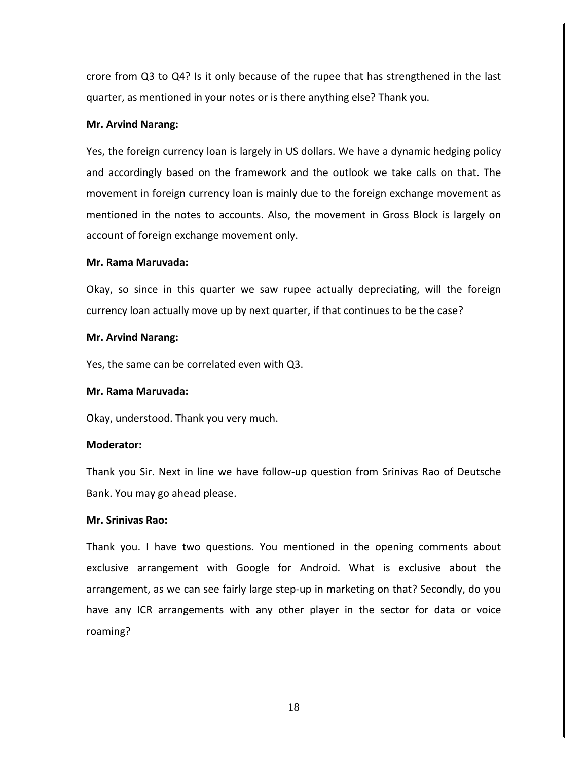crore from Q3 to Q4? Is it only because of the rupee that has strengthened in the last quarter, as mentioned in your notes or is there anything else? Thank you.

**Mr. Arvind Narang:**

Yes, the foreign currency loan is largely in US dollars. We have a dynamic hedging policy and accordingly based on the framework and the outlook we take calls on that. The movement in foreign currency loan is mainly due to the foreign exchange movement as mentioned in the notes to accounts. Also, the movement in Gross Block is largely on account of foreign exchange movement only.

**Mr. Rama Maruvada:**

Okay, so since in this quarter we saw rupee actually depreciating, will the foreign currency loan actually move up by next quarter, if that continues to be the case?

**Mr. Arvind Narang:**

Yes, the same can be correlated even with Q3.

**Mr. Rama Maruvada:**

Okay, understood. Thank you very much.

**Moderator:**

Thank you Sir. Next in line we have follow-up question from Srinivas Rao of Deutsche Bank. You may go ahead please.

**Mr. Srinivas Rao:**

Thank you. I have two questions. You mentioned in the opening comments about exclusive arrangement with Google for Android. What is exclusive about the arrangement, as we can see fairly large step-up in marketing on that? Secondly, do you have any ICR arrangements with any other player in the sector for data or voice roaming?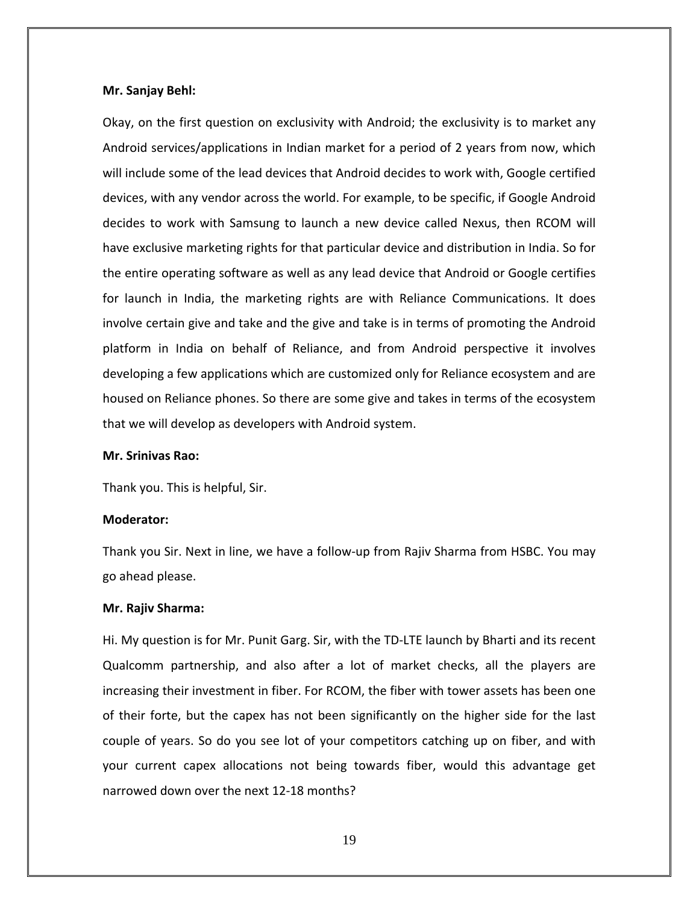**Mr. Sanjay Behl:**

Okay, on the first question on exclusivity with Android; the exclusivity is to market any Android services/applications in Indian market for a period of 2 years from now, which will include some of the lead devices that Android decides to work with, Google certified devices, with any vendor across the world. For example, to be specific, if Google Android decides to work with Samsung to launch a new device called Nexus, then RCOM will have exclusive marketing rights for that particular device and distribution in India. So for the entire operating software as well as any lead device that Android or Google certifies for launch in India, the marketing rights are with Reliance Communications. It does involve certain give and take and the give and take is in terms of promoting the Android platform in India on behalf of Reliance, and from Android perspective it involves developing a few applications which are customized only for Reliance ecosystem and are housed on Reliance phones. So there are some give and takes in terms of the ecosystem that we will develop as developers with Android system.

**Mr. Srinivas Rao:**

Thank you. This is helpful, Sir.

**Moderator:**

Thank you Sir. Next in line, we have a follow-up from Rajiv Sharma from HSBC. You may go ahead please.

**Mr. Rajiv Sharma:**

Hi. My question is for Mr. Punit Garg. Sir, with the TD-LTE launch by Bharti and its recent Qualcomm partnership, and also after a lot of market checks, all the players are increasing their investment in fiber. For RCOM, the fiber with tower assets has been one of their forte, but the capex has not been significantly on the higher side for the last couple of years. So do you see lot of your competitors catching up on fiber, and with your current capex allocations not being towards fiber, would this advantage get narrowed down over the next 12-18 months?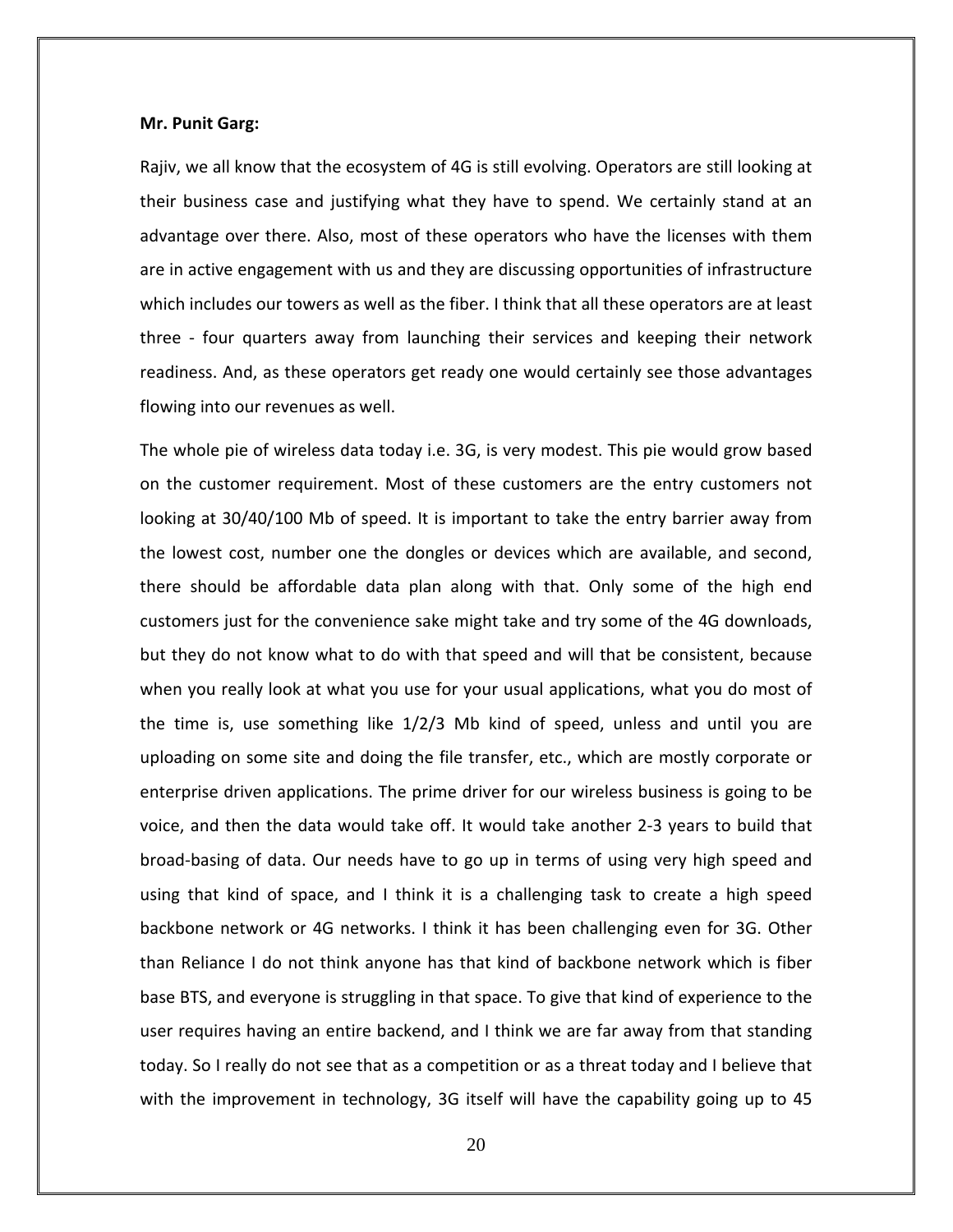**Mr. Punit Garg:**

Rajiv, we all know that the ecosystem of 4G is still evolving. Operators are still looking at their business case and justifying what they have to spend. We certainly stand at an advantage over there. Also, most of these operators who have the licenses with them are in active engagement with us and they are discussing opportunities of infrastructure which includes our towers as well as the fiber. I think that all these operators are at least three - four quarters away from launching their services and keeping their network readiness. And, as these operators get ready one would certainly see those advantages flowing into our revenues as well.

The whole pie of wireless data today i.e. 3G, is very modest. This pie would grow based on the customer requirement. Most of these customers are the entry customers not looking at 30/40/100 Mb of speed. It is important to take the entry barrier away from the lowest cost, number one the dongles or devices which are available, and second, there should be affordable data plan along with that. Only some of the high end customers just for the convenience sake might take and try some of the 4G downloads, but they do not know what to do with that speed and will that be consistent, because when you really look at what you use for your usual applications, what you do most of the time is, use something like 1/2/3 Mb kind of speed, unless and until you are uploading on some site and doing the file transfer, etc., which are mostly corporate or enterprise driven applications. The prime driver for our wireless business is going to be voice, and then the data would take off. It would take another 2-3 years to build that broad-basing of data. Our needs have to go up in terms of using very high speed and using that kind of space, and I think it is a challenging task to create a high speed backbone network or 4G networks. I think it has been challenging even for 3G. Other than Reliance I do not think anyone has that kind of backbone network which is fiber base BTS, and everyone is struggling in that space. To give that kind of experience to the user requires having an entire backend, and I think we are far away from that standing today. So I really do not see that as a competition or as a threat today and I believe that with the improvement in technology, 3G itself will have the capability going up to 45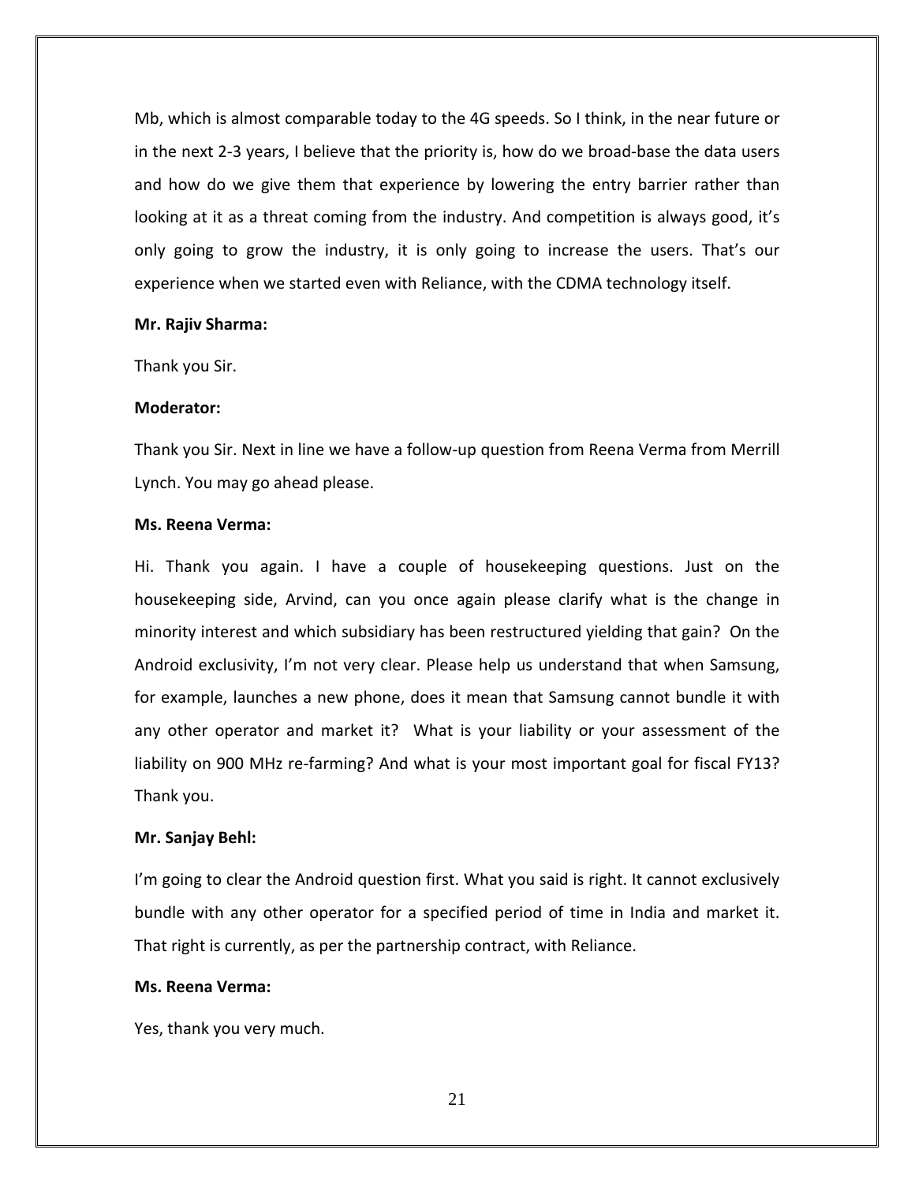Mb, which is almost comparable today to the 4G speeds. So I think, in the near future or in the next 2-3 years, I believe that the priority is, how do we broad-base the data users and how do we give them that experience by lowering the entry barrier rather than looking at it as a threat coming from the industry. And competition is always good, it's only going to grow the industry, it is only going to increase the users. That's our experience when we started even with Reliance, with the CDMA technology itself.

**Mr. Rajiv Sharma:**

Thank you Sir.

**Moderator:**

Thank you Sir. Next in line we have a follow-up question from Reena Verma from Merrill Lynch. You may go ahead please.

**Ms. Reena Verma:**

Hi. Thank you again. I have a couple of housekeeping questions. Just on the housekeeping side, Arvind, can you once again please clarify what is the change in minority interest and which subsidiary has been restructured yielding that gain? On the Android exclusivity, I'm not very clear. Please help us understand that when Samsung, for example, launches a new phone, does it mean that Samsung cannot bundle it with any other operator and market it? What is your liability or your assessment of the liability on 900 MHz re-farming? And what is your most important goal for fiscal FY13? Thank you.

**Mr. Sanjay Behl:**

I'm going to clear the Android question first. What you said is right. It cannot exclusively bundle with any other operator for a specified period of time in India and market it. That right is currently, as per the partnership contract, with Reliance.

**Ms. Reena Verma:**

Yes, thank you very much.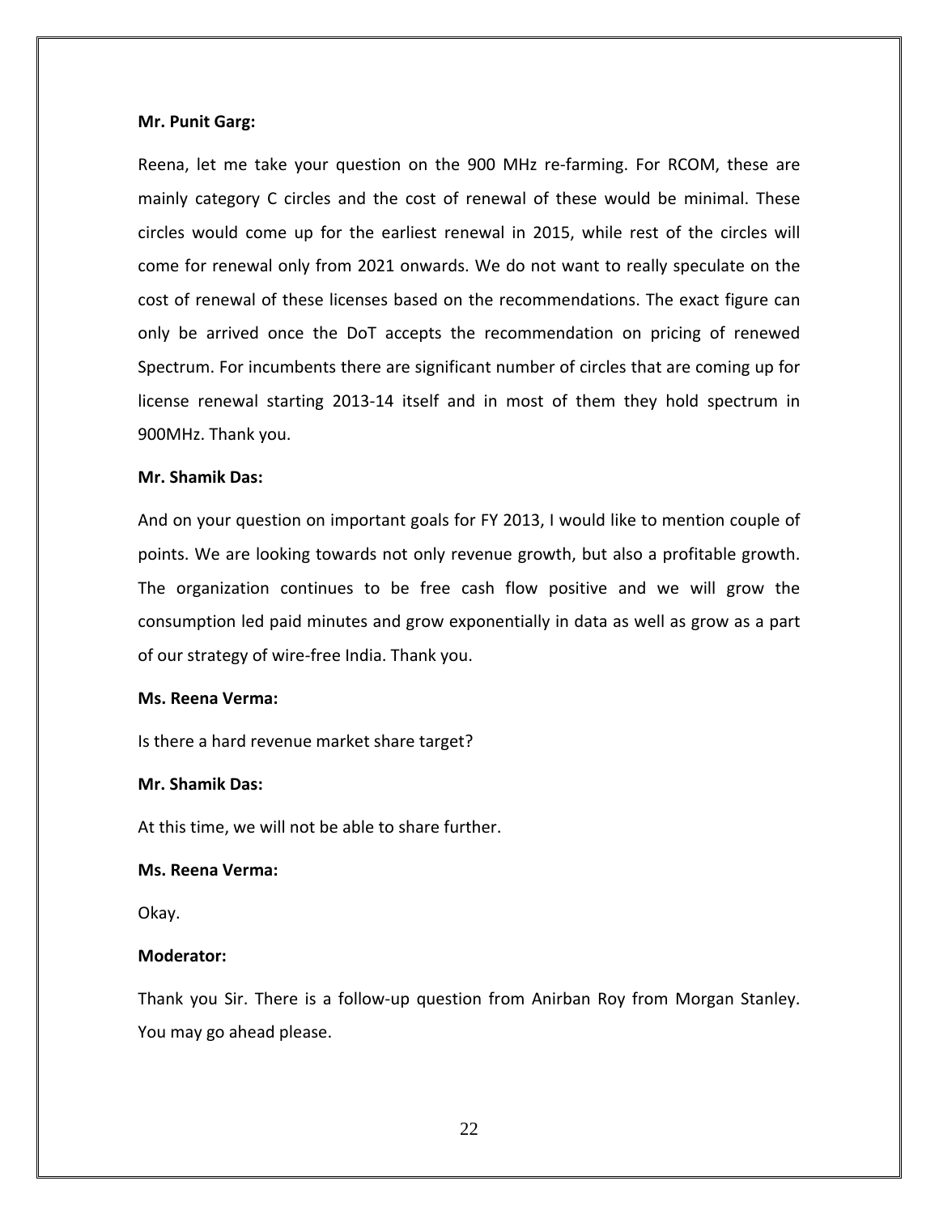**Mr. Punit Garg:**

Reena, let me take your question on the 900 MHz re-farming. For RCOM, these are mainly category C circles and the cost of renewal of these would be minimal. These circles would come up for the earliest renewal in 2015, while rest of the circles will come for renewal only from 2021 onwards. We do not want to really speculate on the cost of renewal of these licenses based on the recommendations. The exact figure can only be arrived once the DoT accepts the recommendation on pricing of renewed Spectrum. For incumbents there are significant number of circles that are coming up for license renewal starting 2013-14 itself and in most of them they hold spectrum in 900MHz. Thank you.

**Mr. Shamik Das:**

And on your question on important goals for FY 2013, I would like to mention couple of points. We are looking towards not only revenue growth, but also a profitable growth. The organization continues to be free cash flow positive and we will grow the consumption led paid minutes and grow exponentially in data as well as grow as a part of our strategy of wire-free India. Thank you.

**Ms. Reena Verma:**

Is there a hard revenue market share target?

**Mr. Shamik Das:**

At this time, we will not be able to share further.

**Ms. Reena Verma:**

Okay.

**Moderator:**

Thank you Sir. There is a follow-up question from Anirban Roy from Morgan Stanley. You may go ahead please.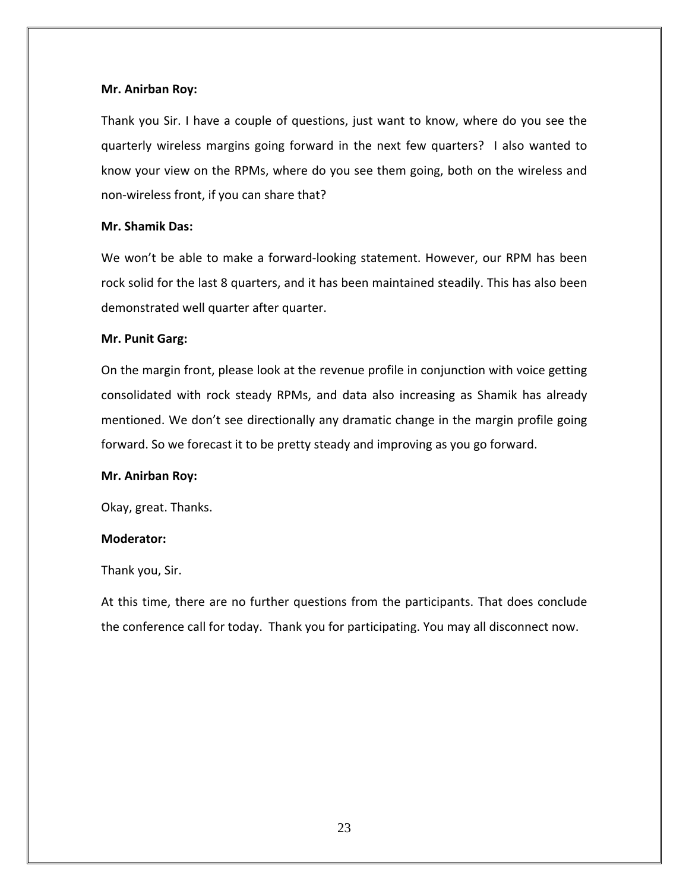**Mr. Anirban Roy:**

Thank you Sir. I have a couple of questions, just want to know, where do you see the quarterly wireless margins going forward in the next few quarters? I also wanted to know your view on the RPMs, where do you see them going, both on the wireless and non-wireless front, if you can share that?

**Mr. Shamik Das:**

We won't be able to make a forward-looking statement. However, our RPM has been rock solid for the last 8 quarters, and it has been maintained steadily. This has also been demonstrated well quarter after quarter.

**Mr. Punit Garg:**

On the margin front, please look at the revenue profile in conjunction with voice getting consolidated with rock steady RPMs, and data also increasing as Shamik has already mentioned. We don't see directionally any dramatic change in the margin profile going forward. So we forecast it to be pretty steady and improving as you go forward.

**Mr. Anirban Roy:**

Okay, great. Thanks.

**Moderator:**

Thank you, Sir.

At this time, there are no further questions from the participants. That does conclude the conference call for today. Thank you for participating. You may all disconnect now.